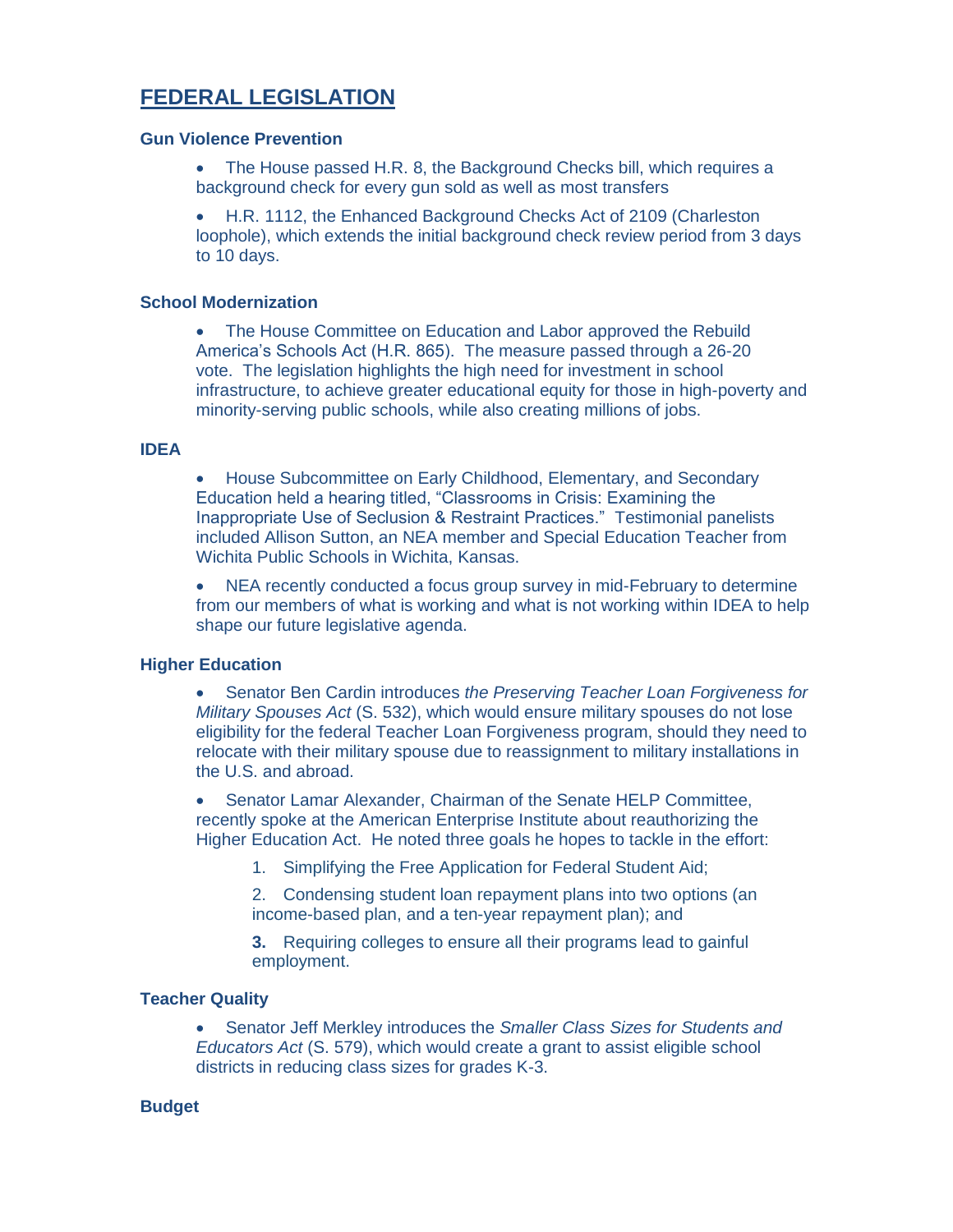# FEDERAL LEGISLATION

### Gun Violence Prevention

- The House passed H.R. 8, the Background Checks bill, which requires a background check for every gun sold as well as most transfers
- H.R. 1112, the Enhanced Background Checks Act of 2109 (Charleston loophole), which extends the initial background check review period from 3 days to 10 days.

### School Modernization

- The House Committee on Education and Labor approved the Rebuild America's Schools Act (H.R. 865). The measure passed through a 26-20 vote. The legislation highlights the high need for investment in school infrastructure, to achieve greater educational equity for those in high-poverty and minority-serving public schools, while also creating millions of jobs.

### IDEA

- House Subcommittee on Early Childhood, Elementary, and Secondary Education held a hearing titled, "Classrooms in Crisis: Examining the Inappropriate Use of Seclusion & Restraint Practices." Testimonial panelists included Allison Sutton, an NEA member and Special Education Teacher from Wichita Public Schools in Wichita, Kansas.
- NEA recently conducted a focus group survey in mid-February to determine from our members of what is working and what is not working within IDEA to help shape our future legislative agenda.

### Higher Education

- Senator Ben Cardin introduces *the Preserving Teacher Loan Forgiveness for Military Spouses Act* (S. 532), which would ensure military spouses do not lose eligibility for the federal Teacher Loan Forgiveness program, should they need to relocate with their military spouse due to reassignment to military installations in the U.S. and abroad.
- Senator Lamar Alexander, Chairman of the Senate HELP Committee, recently spoke at the American Enterprise Institute about reauthorizing the Higher Education Act. He noted three goals he hopes to tackle in the effort:
    1. Simplifying the Free Application for Federal Student Aid;
    2. Condensing student loan repayment plans into two options (an income-based plan, and a ten-year repayment plan); and
    3. Requiring colleges to ensure all their programs lead to gainful employment.

### Teacher Quality

- Senator Jeff Merkley introduces the *Smaller Class Sizes for Students and Educators Act* (S. 579), which would create a grant to assist eligible school districts in reducing class sizes for grades K-3.

### Budget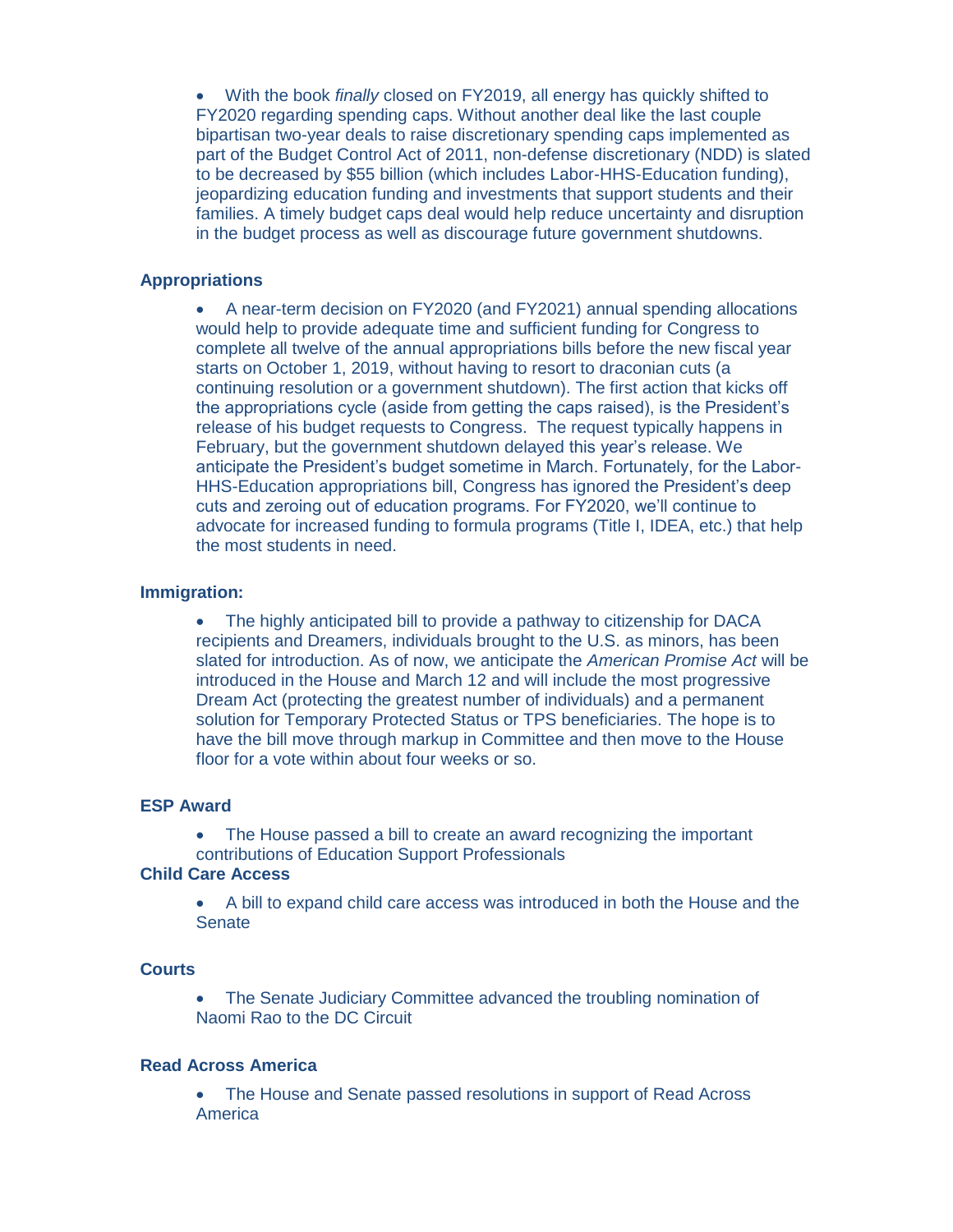- With the book *finally* closed on FY2019, all energy has quickly shifted to FY2020 regarding spending caps. Without another deal like the last couple bipartisan two-year deals to raise discretionary spending caps implemented as part of the Budget Control Act of 2011, non-defense discretionary (NDD) is slated to be decreased by $55 billion (which includes Labor-HHS-Education funding), jeopardizing education funding and investments that support students and their families. A timely budget caps deal would help reduce uncertainty and disruption in the budget process as well as discourage future government shutdowns.

**Appropriations**

- A near-term decision on FY2020 (and FY2021) annual spending allocations would help to provide adequate time and sufficient funding for Congress to complete all twelve of the annual appropriations bills before the new fiscal year starts on October 1, 2019, without having to resort to draconian cuts (a continuing resolution or a government shutdown). The first action that kicks off the appropriations cycle (aside from getting the caps raised), is the President's release of his budget requests to Congress. The request typically happens in February, but the government shutdown delayed this year's release. We anticipate the President's budget sometime in March. Fortunately, for the Labor-HHS-Education appropriations bill, Congress has ignored the President's deep cuts and zeroing out of education programs. For FY2020, we'll continue to advocate for increased funding to formula programs (Title I, IDEA, etc.) that help the most students in need.

**Immigration:**

- The highly anticipated bill to provide a pathway to citizenship for DACA recipients and Dreamers, individuals brought to the U.S. as minors, has been slated for introduction. As of now, we anticipate the *American Promise Act* will be introduced in the House and March 12 and will include the most progressive Dream Act (protecting the greatest number of individuals) and a permanent solution for Temporary Protected Status or TPS beneficiaries. The hope is to have the bill move through markup in Committee and then move to the House floor for a vote within about four weeks or so.

**ESP Award**

- The House passed a bill to create an award recognizing the important contributions of Education Support Professionals

**Child Care Access**

- A bill to expand child care access was introduced in both the House and the Senate

**Courts**

- The Senate Judiciary Committee advanced the troubling nomination of Naomi Rao to the DC Circuit

**Read Across America**

- The House and Senate passed resolutions in support of Read Across America